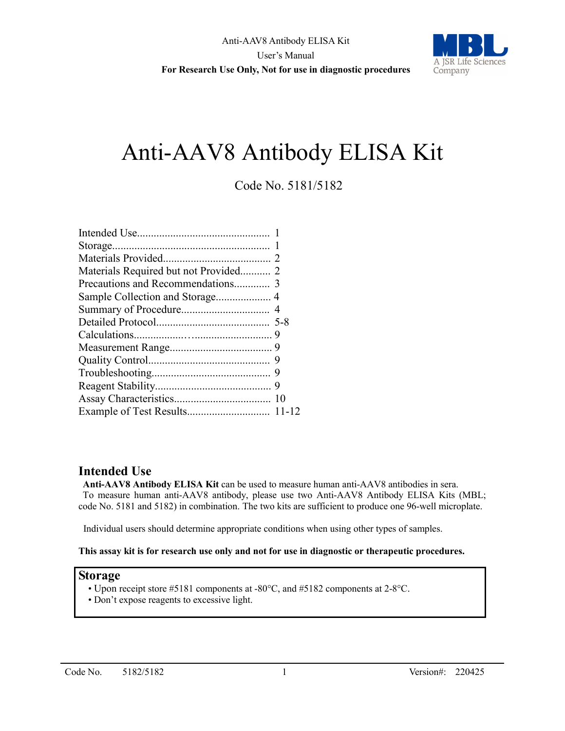# Anti-AAV8 Antibody ELISA Kit

Code No. 5181/5182

Intended Use................................................ 1
Storage......................................................... 1
Materials Provided....................................... 2
Materials Required but not Provided........... 2
Precautions and Recommendations............. 3
Sample Collection and Storage.................... 4
Summary of Procedure................................ 4
Detailed Protocol......................................... 5-8
Calculations.................................................. 9
Measurement Range..................................... 9
Quality Control............................................ 9
Troubleshooting........................................... 9
Reagent Stability.......................................... 9
Assay Characteristics................................... 10
Example of Test Results.............................. 11-12

## Intended Use

**Anti-AAV8 Antibody ELISA Kit** can be used to measure human anti-AAV8 antibodies in sera.
To measure human anti-AAV8 antibody, please use two Anti-AAV8 Antibody ELISA Kits (MBL; code No. 5181 and 5182) in combination. The two kits are sufficient to produce one 96-well microplate.

Individual users should determine appropriate conditions when using other types of samples.

**This assay kit is for research use only and not for use in diagnostic or therapeutic procedures.**

## Storage

- Upon receipt store #5181 components at -80°C, and #5182 components at 2-8°C.
- Don't expose reagents to excessive light.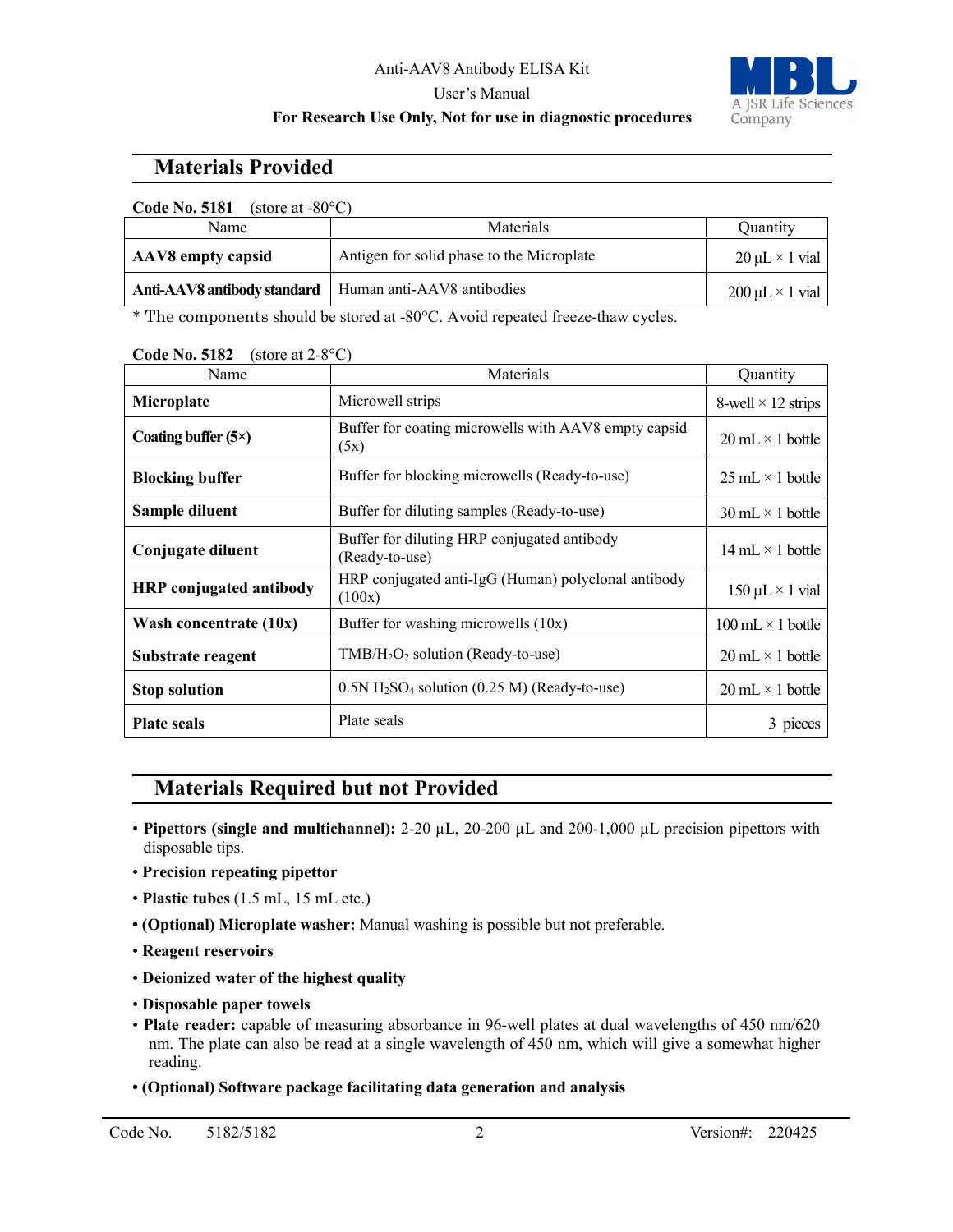## Materials Provided

**Code No. 5181** (store at -80°C)

| Name | Materials | Quantity |
|---|---|---|
| **AAV8 empty capsid** | Antigen for solid phase to the Microplate | 20 µL × 1 vial |
| **Anti-AAV8 antibody standard** | Human anti-AAV8 antibodies | 200 µL × 1 vial |

\* The components should be stored at -80°C. Avoid repeated freeze-thaw cycles.

**Code No. 5182** (store at 2-8°C)

| Name | Materials | Quantity |
|---|---|---|
| **Microplate** | Microwell strips | 8-well × 12 strips |
| **Coating buffer (5×)** | Buffer for coating microwells with AAV8 empty capsid (5x) | 20 mL × 1 bottle |
| **Blocking buffer** | Buffer for blocking microwells (Ready-to-use) | 25 mL × 1 bottle |
| **Sample diluent** | Buffer for diluting samples (Ready-to-use) | 30 mL × 1 bottle |
| **Conjugate diluent** | Buffer for diluting HRP conjugated antibody (Ready-to-use) | 14 mL × 1 bottle |
| **HRP conjugated antibody** | HRP conjugated anti-IgG (Human) polyclonal antibody (100x) | 150 µL × 1 vial |
| **Wash concentrate (10x)** | Buffer for washing microwells (10x) | 100 mL × 1 bottle |
| **Substrate reagent** | TMB/$H_2O_2$ solution (Ready-to-use) | 20 mL × 1 bottle |
| **Stop solution** | 0.5N $H_2SO_4$ solution (0.25 M) (Ready-to-use) | 20 mL × 1 bottle |
| **Plate seals** | Plate seals | 3 pieces |

## Materials Required but not Provided

- **Pipettors (single and multichannel):** 2-20 µL, 20-200 µL and 200-1,000 µL precision pipettors with disposable tips.
- **Precision repeating pipettor**
- **Plastic tubes** (1.5 mL, 15 mL etc.)
- **(Optional) Microplate washer:** Manual washing is possible but not preferable.
- **Reagent reservoirs**
- **Deionized water of the highest quality**
- **Disposable paper towels**
- **Plate reader:** capable of measuring absorbance in 96-well plates at dual wavelengths of 450 nm/620 nm. The plate can also be read at a single wavelength of 450 nm, which will give a somewhat higher reading.
- **(Optional) Software package facilitating data generation and analysis**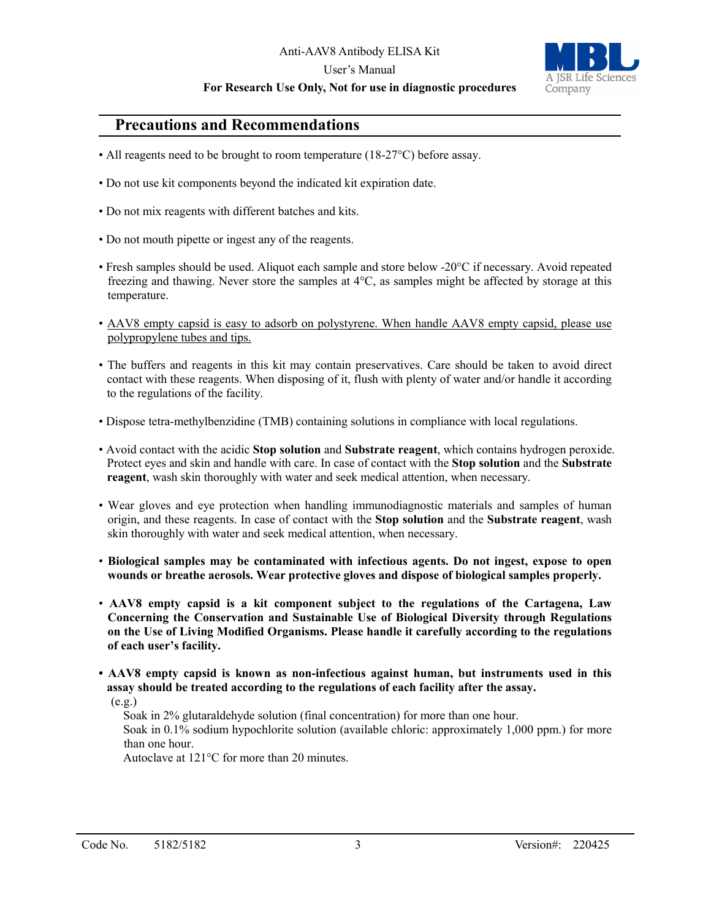## Precautions and Recommendations

- All reagents need to be brought to room temperature (18-27°C) before assay.
- Do not use kit components beyond the indicated kit expiration date.
- Do not mix reagents with different batches and kits.
- Do not mouth pipette or ingest any of the reagents.
- Fresh samples should be used. Aliquot each sample and store below -20°C if necessary. Avoid repeated freezing and thawing. Never store the samples at 4°C, as samples might be affected by storage at this temperature.
- <u>AAV8 empty capsid is easy to adsorb on polystyrene. When handle AAV8 empty capsid, please use polypropylene tubes and tips.</u>
- The buffers and reagents in this kit may contain preservatives. Care should be taken to avoid direct contact with these reagents. When disposing of it, flush with plenty of water and/or handle it according to the regulations of the facility.
- Dispose tetra-methylbenzidine (TMB) containing solutions in compliance with local regulations.
- Avoid contact with the acidic **Stop solution** and **Substrate reagent**, which contains hydrogen peroxide. Protect eyes and skin and handle with care. In case of contact with the **Stop solution** and the **Substrate reagent**, wash skin thoroughly with water and seek medical attention, when necessary.
- Wear gloves and eye protection when handling immunodiagnostic materials and samples of human origin, and these reagents. In case of contact with the **Stop solution** and the **Substrate reagent**, wash skin thoroughly with water and seek medical attention, when necessary.
- **Biological samples may be contaminated with infectious agents. Do not ingest, expose to open wounds or breathe aerosols. Wear protective gloves and dispose of biological samples properly.**
- **AAV8 empty capsid is a kit component subject to the regulations of the Cartagena, Law Concerning the Conservation and Sustainable Use of Biological Diversity through Regulations on the Use of Living Modified Organisms. Please handle it carefully according to the regulations of each user's facility.**
- **AAV8 empty capsid is known as non-infectious against human, but instruments used in this assay should be treated according to the regulations of each facility after the assay.**

  (e.g.)

  Soak in 2% glutaraldehyde solution (final concentration) for more than one hour.

  Soak in 0.1% sodium hypochlorite solution (available chloric: approximately 1,000 ppm.) for more than one hour.

  Autoclave at 121°C for more than 20 minutes.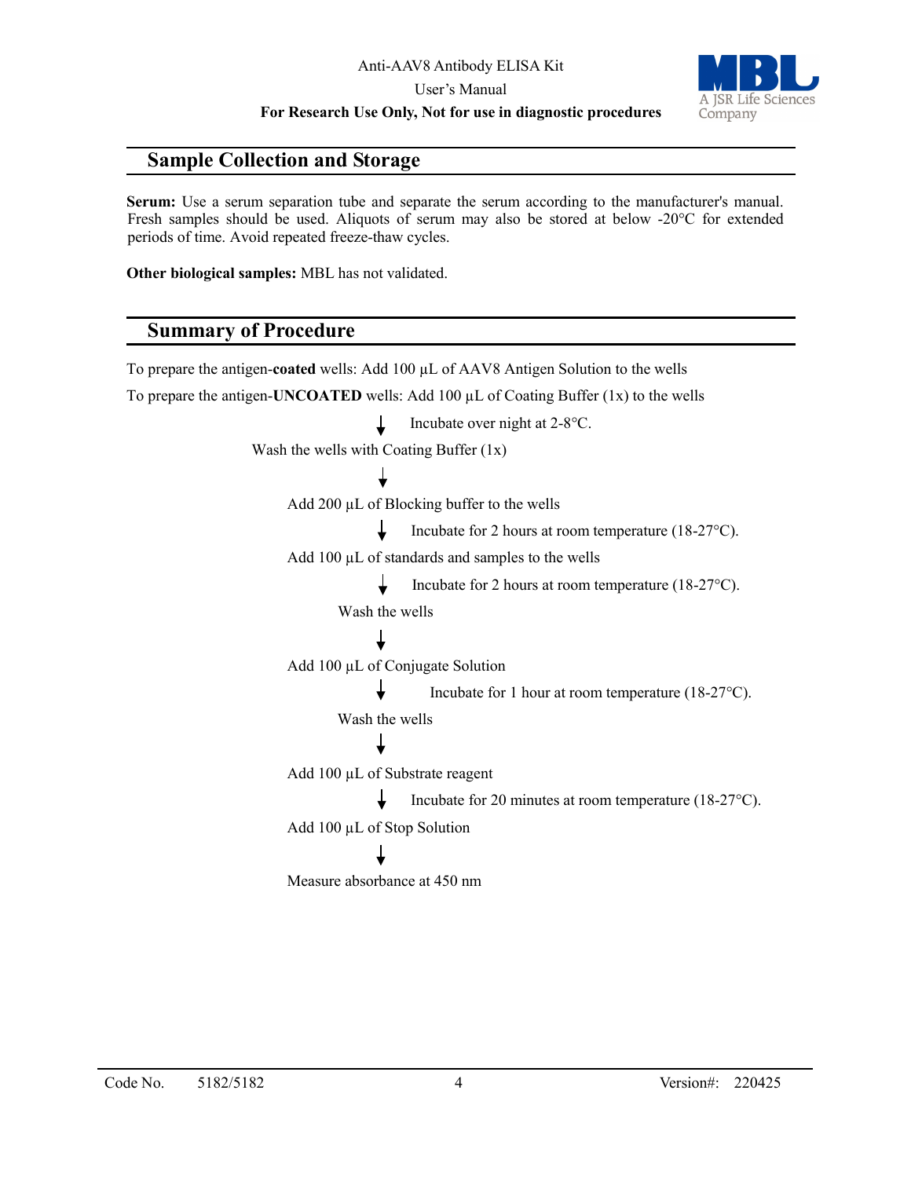## Sample Collection and Storage

**Serum:** Use a serum separation tube and separate the serum according to the manufacturer's manual. Fresh samples should be used. Aliquots of serum may also be stored at below -20°C for extended periods of time. Avoid repeated freeze-thaw cycles.

**Other biological samples:** MBL has not validated.

## Summary of Procedure

To prepare the antigen-**coated** wells: Add 100 µL of AAV8 Antigen Solution to the wells

To prepare the antigen-**UNCOATED** wells: Add 100 µL of Coating Buffer (1x) to the wells

↓ Incubate over night at 2-8°C.

Wash the wells with Coating Buffer (1x)

↓

Add 200 µL of Blocking buffer to the wells

↓ Incubate for 2 hours at room temperature (18-27°C).

Add 100 µL of standards and samples to the wells

↓ Incubate for 2 hours at room temperature (18-27°C).

Wash the wells

↓

Add 100 µL of Conjugate Solution

↓ Incubate for 1 hour at room temperature (18-27°C).

Wash the wells

↓

Add 100 µL of Substrate reagent

↓ Incubate for 20 minutes at room temperature (18-27°C).

Add 100 µL of Stop Solution

↓

Measure absorbance at 450 nm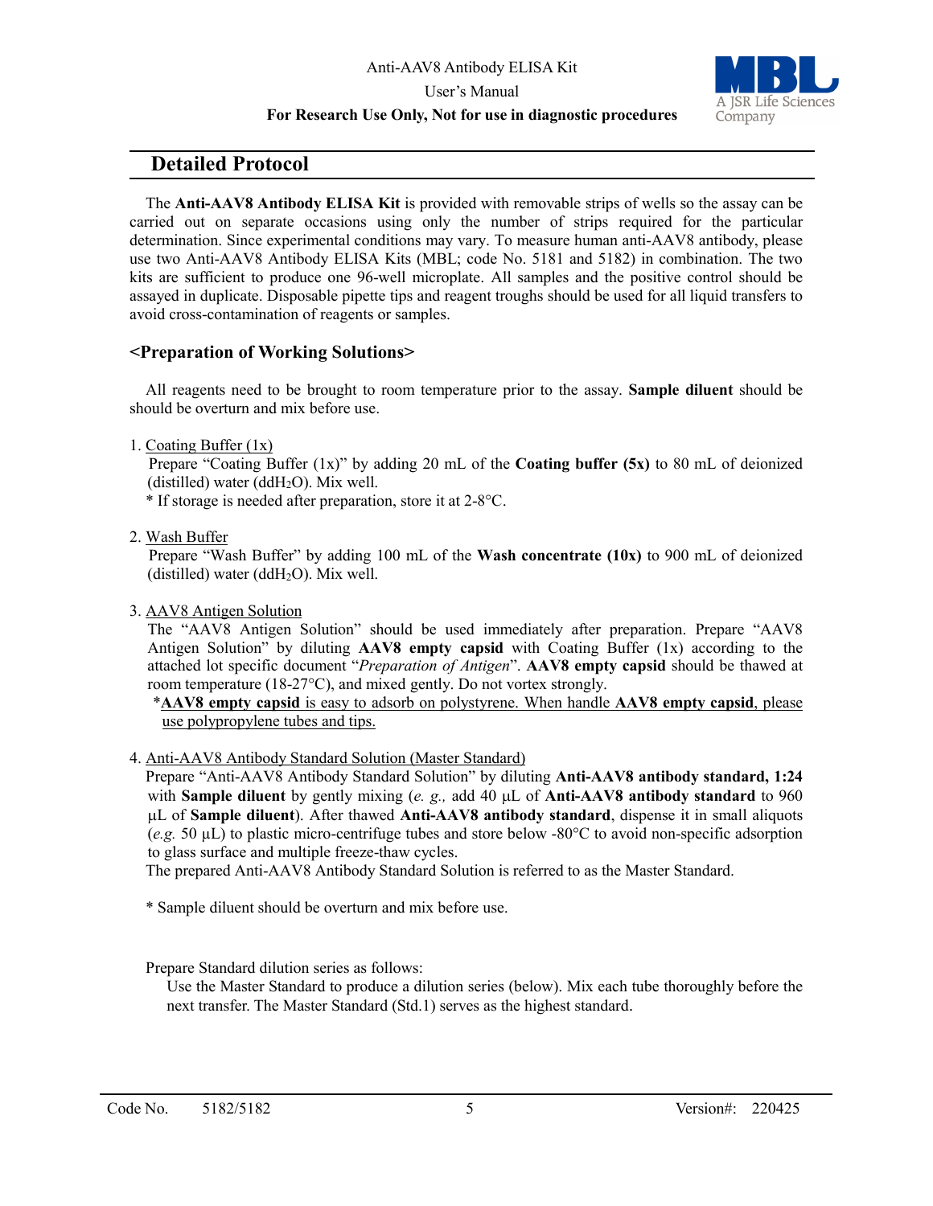## Detailed Protocol

The **Anti-AAV8 Antibody ELISA Kit** is provided with removable strips of wells so the assay can be carried out on separate occasions using only the number of strips required for the particular determination. Since experimental conditions may vary. To measure human anti-AAV8 antibody, please use two Anti-AAV8 Antibody ELISA Kits (MBL; code No. 5181 and 5182) in combination. The two kits are sufficient to produce one 96-well microplate. All samples and the positive control should be assayed in duplicate. Disposable pipette tips and reagent troughs should be used for all liquid transfers to avoid cross-contamination of reagents or samples.

### <Preparation of Working Solutions>

All reagents need to be brought to room temperature prior to the assay. **Sample diluent** should be should be overturn and mix before use.

1. Coating Buffer (1x)
   Prepare "Coating Buffer (1x)" by adding 20 mL of the **Coating buffer (5x)** to 80 mL of deionized (distilled) water (dd$H_2O$). Mix well.
   * If storage is needed after preparation, store it at 2-8°C.

2. Wash Buffer
   Prepare "Wash Buffer" by adding 100 mL of the **Wash concentrate (10x)** to 900 mL of deionized (distilled) water (dd$H_2O$). Mix well.

3. AAV8 Antigen Solution
   The "AAV8 Antigen Solution" should be used immediately after preparation. Prepare "AAV8 Antigen Solution" by diluting **AAV8 empty capsid** with Coating Buffer (1x) according to the attached lot specific document "*Preparation of Antigen*". **AAV8 empty capsid** should be thawed at room temperature (18-27°C), and mixed gently. Do not vortex strongly.
   *<u>**AAV8 empty capsid** is easy to adsorb on polystyrene. When handle **AAV8 empty capsid**, please use polypropylene tubes and tips.</u>

4. Anti-AAV8 Antibody Standard Solution (Master Standard)
   Prepare "Anti-AAV8 Antibody Standard Solution" by diluting **Anti-AAV8 antibody standard, 1:24** with **Sample diluent** by gently mixing (*e. g.,* add 40 μL of **Anti-AAV8 antibody standard** to 960 μL of **Sample diluent**). After thawed **Anti-AAV8 antibody standard**, dispense it in small aliquots (*e.g.* 50 μL) to plastic micro-centrifuge tubes and store below -80°C to avoid non-specific adsorption to glass surface and multiple freeze-thaw cycles.
   The prepared Anti-AAV8 Antibody Standard Solution is referred to as the Master Standard.

   * Sample diluent should be overturn and mix before use.

   Prepare Standard dilution series as follows:
   Use the Master Standard to produce a dilution series (below). Mix each tube thoroughly before the next transfer. The Master Standard (Std.1) serves as the highest standard.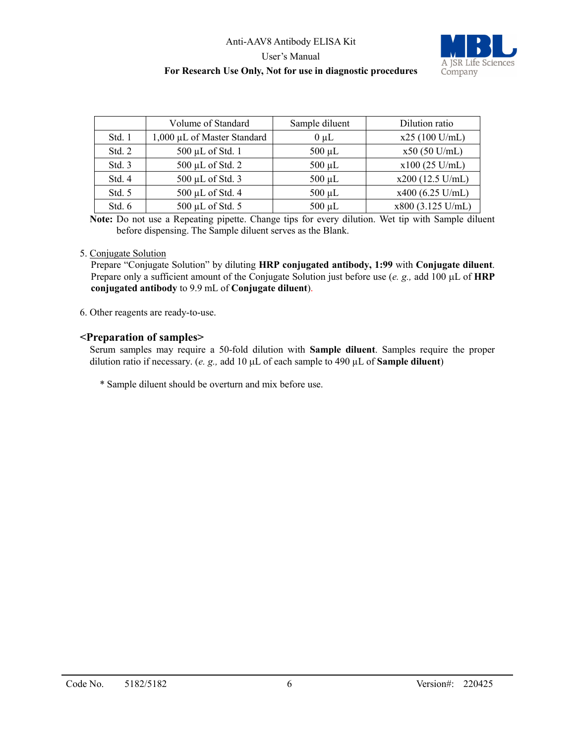|  | Volume of Standard | Sample diluent | Dilution ratio |
|---|---|---|---|
| Std. 1 | 1,000 µL of Master Standard | 0 µL | x25 (100 U/mL) |
| Std. 2 | 500 µL of Std. 1 | 500 µL | x50 (50 U/mL) |
| Std. 3 | 500 µL of Std. 2 | 500 µL | x100 (25 U/mL) |
| Std. 4 | 500 µL of Std. 3 | 500 µL | x200 (12.5 U/mL) |
| Std. 5 | 500 µL of Std. 4 | 500 µL | x400 (6.25 U/mL) |
| Std. 6 | 500 µL of Std. 5 | 500 µL | x800 (3.125 U/mL) |

**Note:** Do not use a Repeating pipette. Change tips for every dilution. Wet tip with Sample diluent before dispensing. The Sample diluent serves as the Blank.

5. Conjugate Solution
   Prepare "Conjugate Solution" by diluting **HRP conjugated antibody, 1:99** with **Conjugate diluent**. Prepare only a sufficient amount of the Conjugate Solution just before use (*e. g.,* add 100 µL of **HRP conjugated antibody** to 9.9 mL of **Conjugate diluent**).

6. Other reagents are ready-to-use.

## <Preparation of samples>

Serum samples may require a 50-fold dilution with **Sample diluent**. Samples require the proper dilution ratio if necessary. (*e. g.,* add 10 µL of each sample to 490 µL of **Sample diluent**)

* Sample diluent should be overturn and mix before use.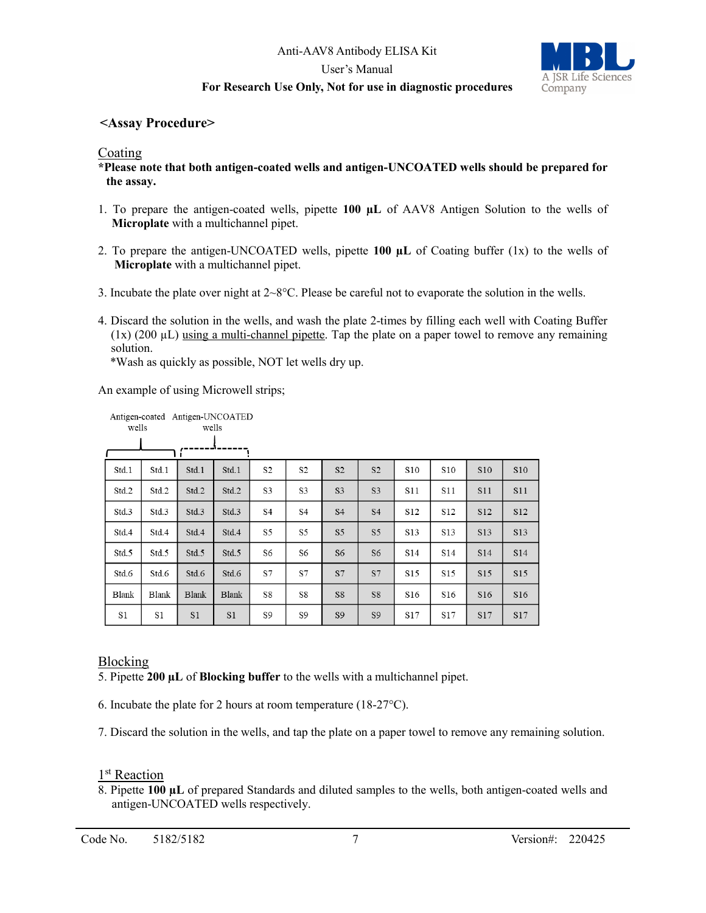## <Assay Procedure>

### Coating

**\*Please note that both antigen-coated wells and antigen-UNCOATED wells should be prepared for the assay.**

1. To prepare the antigen-coated wells, pipette **100 µL** of AAV8 Antigen Solution to the wells of **Microplate** with a multichannel pipet.

2. To prepare the antigen-UNCOATED wells, pipette **100 µL** of Coating buffer (1x) to the wells of **Microplate** with a multichannel pipet.

3. Incubate the plate over night at 2~8°C. Please be careful not to evaporate the solution in the wells.

4. Discard the solution in the wells, and wash the plate 2-times by filling each well with Coating Buffer (1x) (200 µL) using a multi-channel pipette. Tap the plate on a paper towel to remove any remaining solution.
   *Wash as quickly as possible, NOT let wells dry up.

An example of using Microwell strips;

Antigen-coated wells (columns 1–2); Antigen-UNCOATED wells (columns 3–4)

| Std.1 | Std.1 | Std.1 | Std.1 | S2 | S2 | S2 | S2 | S10 | S10 | S10 | S10 |
|---|---|---|---|---|---|---|---|---|---|---|---|
| Std.2 | Std.2 | Std.2 | Std.2 | S3 | S3 | S3 | S3 | S11 | S11 | S11 | S11 |
| Std.3 | Std.3 | Std.3 | Std.3 | S4 | S4 | S4 | S4 | S12 | S12 | S12 | S12 |
| Std.4 | Std.4 | Std.4 | Std.4 | S5 | S5 | S5 | S5 | S13 | S13 | S13 | S13 |
| Std.5 | Std.5 | Std.5 | Std.5 | S6 | S6 | S6 | S6 | S14 | S14 | S14 | S14 |
| Std.6 | Std.6 | Std.6 | Std.6 | S7 | S7 | S7 | S7 | S15 | S15 | S15 | S15 |
| Blank | Blank | Blank | Blank | S8 | S8 | S8 | S8 | S16 | S16 | S16 | S16 |
| S1 | S1 | S1 | S1 | S9 | S9 | S9 | S9 | S17 | S17 | S17 | S17 |

### Blocking

5. Pipette **200 µL** of **Blocking buffer** to the wells with a multichannel pipet.

6. Incubate the plate for 2 hours at room temperature (18-27°C).

7. Discard the solution in the wells, and tap the plate on a paper towel to remove any remaining solution.

### 1st Reaction

8. Pipette **100 µL** of prepared Standards and diluted samples to the wells, both antigen-coated wells and antigen-UNCOATED wells respectively.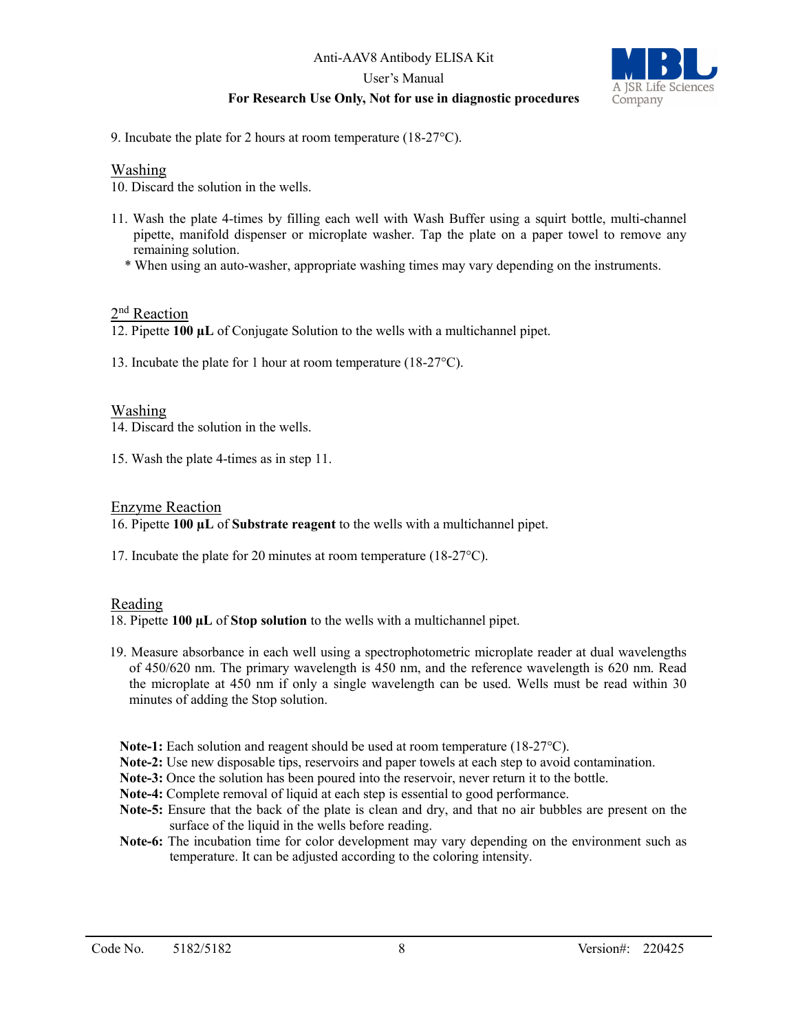9. Incubate the plate for 2 hours at room temperature (18-27°C).

## Washing

10. Discard the solution in the wells.

11. Wash the plate 4-times by filling each well with Wash Buffer using a squirt bottle, multi-channel pipette, manifold dispenser or microplate washer. Tap the plate on a paper towel to remove any remaining solution.
   * When using an auto-washer, appropriate washing times may vary depending on the instruments.

## 2nd Reaction

12. Pipette **100 µL** of Conjugate Solution to the wells with a multichannel pipet.

13. Incubate the plate for 1 hour at room temperature (18-27°C).

## Washing

14. Discard the solution in the wells.

15. Wash the plate 4-times as in step 11.

## Enzyme Reaction

16. Pipette **100 µL** of **Substrate reagent** to the wells with a multichannel pipet.

17. Incubate the plate for 20 minutes at room temperature (18-27°C).

## Reading

18. Pipette **100 µL** of **Stop solution** to the wells with a multichannel pipet.

19. Measure absorbance in each well using a spectrophotometric microplate reader at dual wavelengths of 450/620 nm. The primary wavelength is 450 nm, and the reference wavelength is 620 nm. Read the microplate at 450 nm if only a single wavelength can be used. Wells must be read within 30 minutes of adding the Stop solution.

**Note-1:** Each solution and reagent should be used at room temperature (18-27°C).
**Note-2:** Use new disposable tips, reservoirs and paper towels at each step to avoid contamination.
**Note-3:** Once the solution has been poured into the reservoir, never return it to the bottle.
**Note-4:** Complete removal of liquid at each step is essential to good performance.
**Note-5:** Ensure that the back of the plate is clean and dry, and that no air bubbles are present on the surface of the liquid in the wells before reading.
**Note-6:** The incubation time for color development may vary depending on the environment such as temperature. It can be adjusted according to the coloring intensity.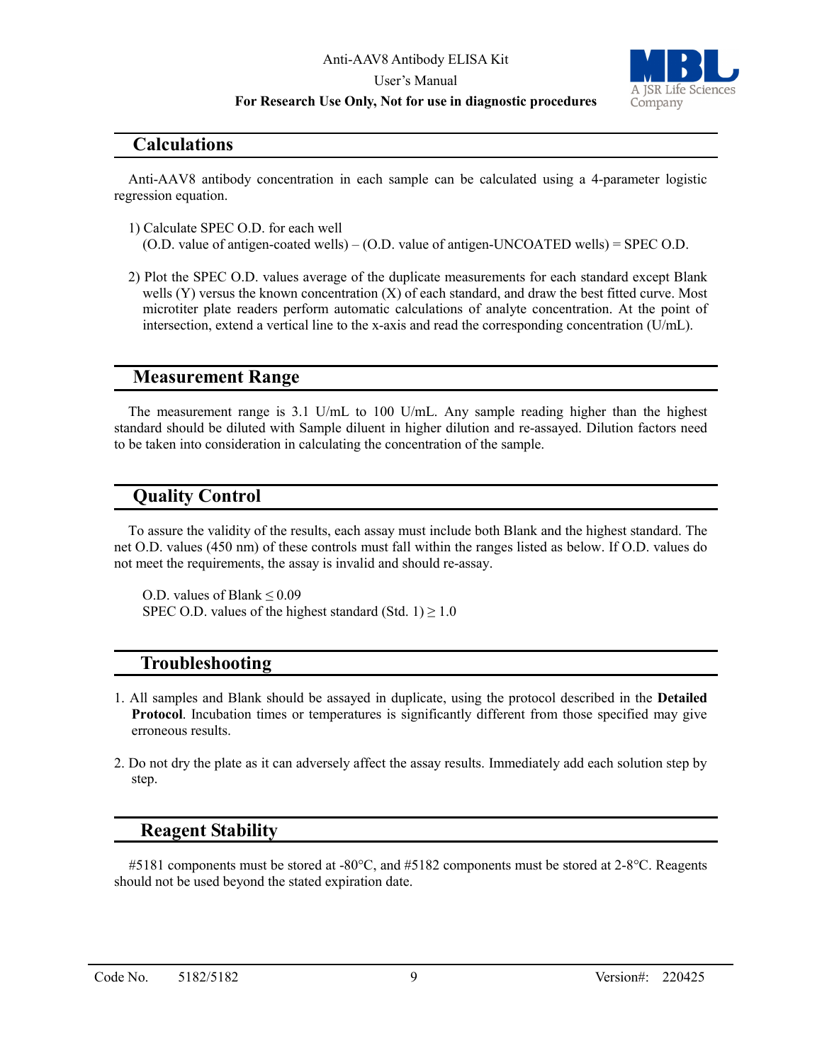## Calculations

Anti-AAV8 antibody concentration in each sample can be calculated using a 4-parameter logistic regression equation.

1) Calculate SPEC O.D. for each well
   (O.D. value of antigen-coated wells) – (O.D. value of antigen-UNCOATED wells) = SPEC O.D.

2) Plot the SPEC O.D. values average of the duplicate measurements for each standard except Blank wells (Y) versus the known concentration (X) of each standard, and draw the best fitted curve. Most microtiter plate readers perform automatic calculations of analyte concentration. At the point of intersection, extend a vertical line to the x-axis and read the corresponding concentration (U/mL).

## Measurement Range

The measurement range is 3.1 U/mL to 100 U/mL. Any sample reading higher than the highest standard should be diluted with Sample diluent in higher dilution and re-assayed. Dilution factors need to be taken into consideration in calculating the concentration of the sample.

## Quality Control

To assure the validity of the results, each assay must include both Blank and the highest standard. The net O.D. values (450 nm) of these controls must fall within the ranges listed as below. If O.D. values do not meet the requirements, the assay is invalid and should re-assay.

O.D. values of Blank $\leq$ 0.09
SPEC O.D. values of the highest standard (Std. 1) $\geq$ 1.0

## Troubleshooting

1. All samples and Blank should be assayed in duplicate, using the protocol described in the **Detailed Protocol**. Incubation times or temperatures is significantly different from those specified may give erroneous results.

2. Do not dry the plate as it can adversely affect the assay results. Immediately add each solution step by step.

## Reagent Stability

#5181 components must be stored at -80°C, and #5182 components must be stored at 2-8°C. Reagents should not be used beyond the stated expiration date.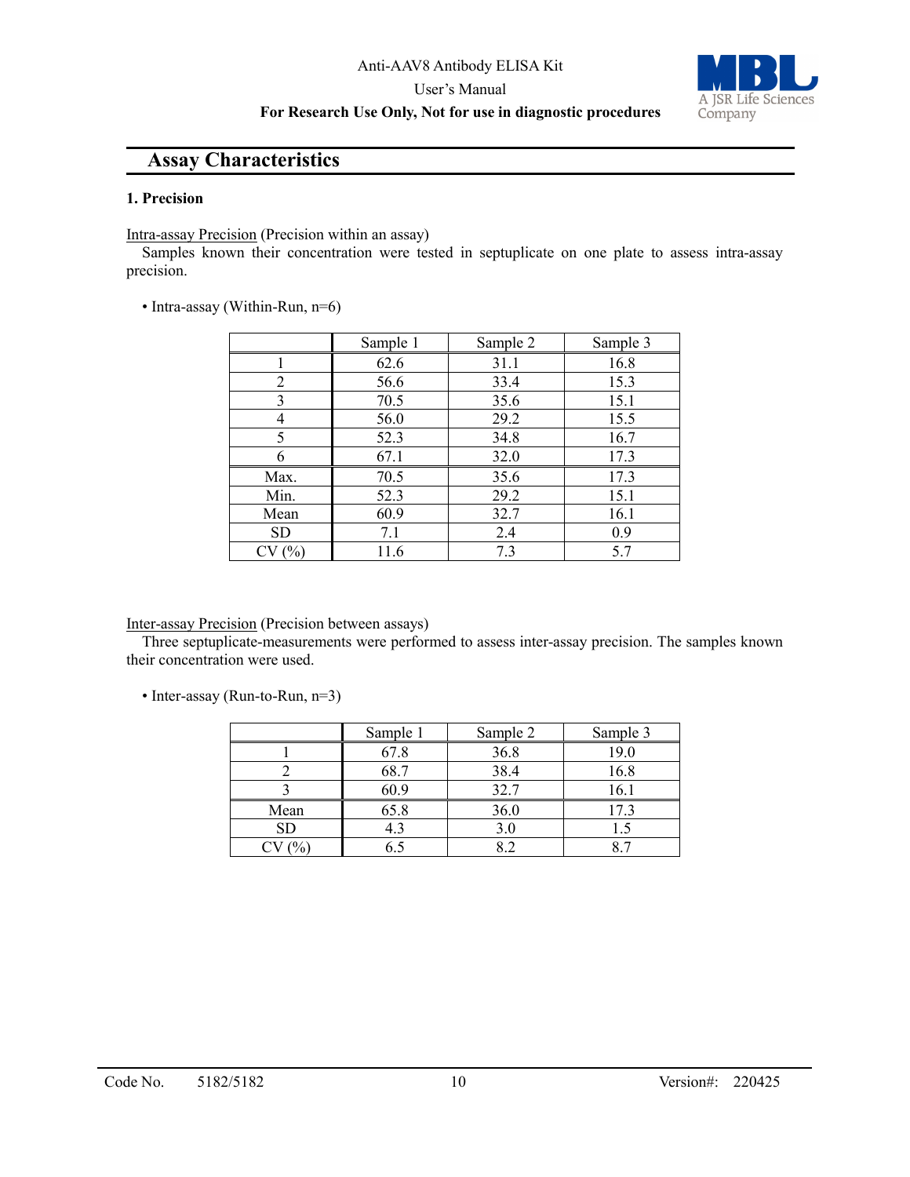## Assay Characteristics

### 1. Precision

Intra-assay Precision (Precision within an assay)

Samples known their concentration were tested in septuplicate on one plate to assess intra-assay precision.

• Intra-assay (Within-Run, n=6)

| | Sample 1 | Sample 2 | Sample 3 |
|---|---|---|---|
| 1 | 62.6 | 31.1 | 16.8 |
| 2 | 56.6 | 33.4 | 15.3 |
| 3 | 70.5 | 35.6 | 15.1 |
| 4 | 56.0 | 29.2 | 15.5 |
| 5 | 52.3 | 34.8 | 16.7 |
| 6 | 67.1 | 32.0 | 17.3 |
| Max. | 70.5 | 35.6 | 17.3 |
| Min. | 52.3 | 29.2 | 15.1 |
| Mean | 60.9 | 32.7 | 16.1 |
| SD | 7.1 | 2.4 | 0.9 |
| CV (%) | 11.6 | 7.3 | 5.7 |

Inter-assay Precision (Precision between assays)

Three septuplicate-measurements were performed to assess inter-assay precision. The samples known their concentration were used.

• Inter-assay (Run-to-Run, n=3)

| | Sample 1 | Sample 2 | Sample 3 |
|---|---|---|---|
| 1 | 67.8 | 36.8 | 19.0 |
| 2 | 68.7 | 38.4 | 16.8 |
| 3 | 60.9 | 32.7 | 16.1 |
| Mean | 65.8 | 36.0 | 17.3 |
| SD | 4.3 | 3.0 | 1.5 |
| CV (%) | 6.5 | 8.2 | 8.7 |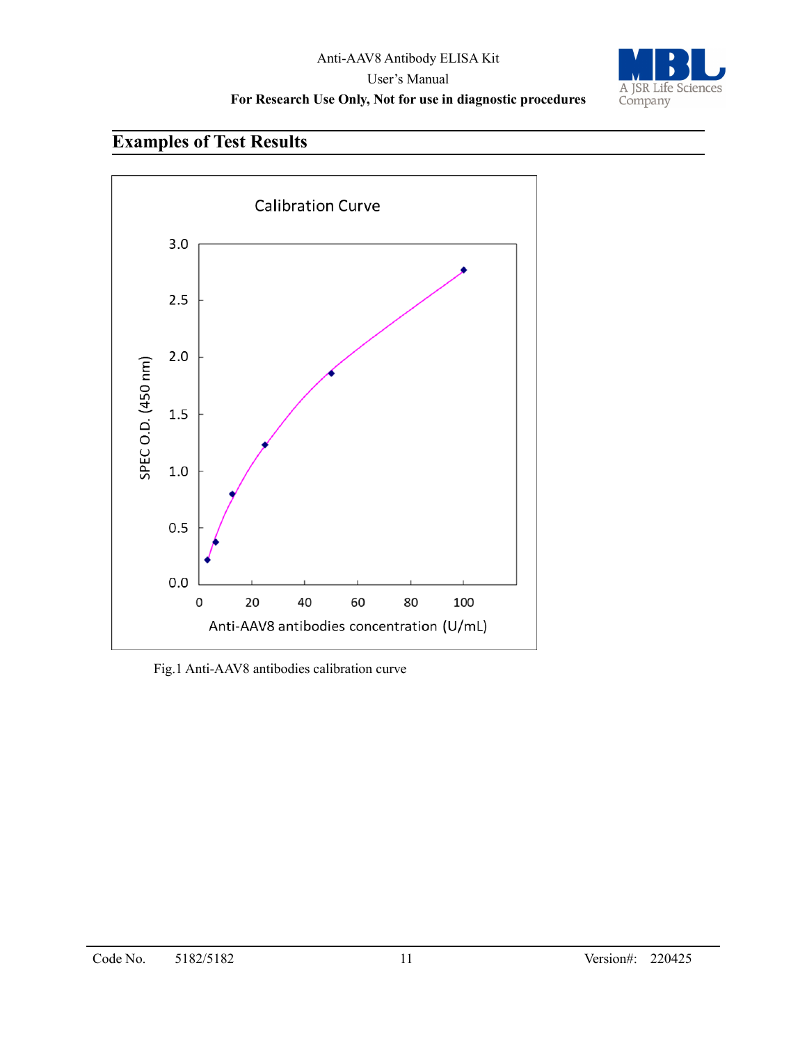## Examples of Test Results

Fig.1 Anti-AAV8 antibodies calibration curve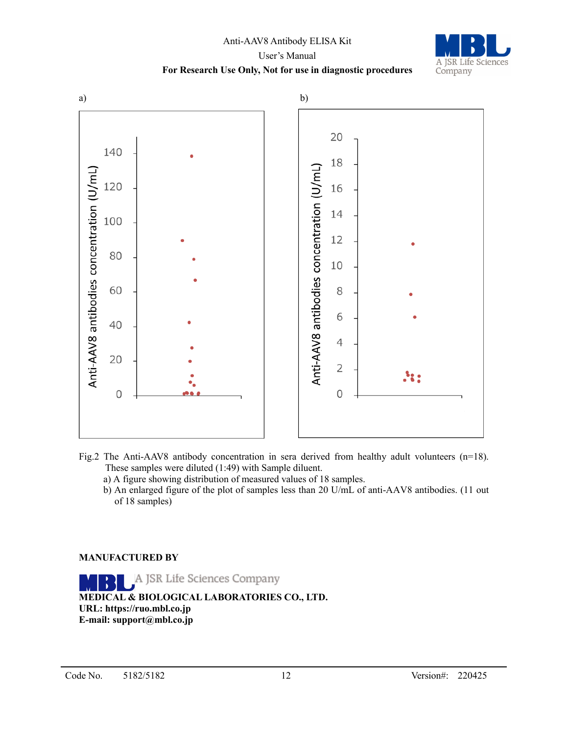Fig.2 The Anti-AAV8 antibody concentration in sera derived from healthy adult volunteers (n=18). These samples were diluted (1:49) with Sample diluent.

a) A figure showing distribution of measured values of 18 samples.

b) An enlarged figure of the plot of samples less than 20 U/mL of anti-AAV8 antibodies. (11 out of 18 samples)

**MANUFACTURED BY**

A JSR Life Sciences Company

**MEDICAL & BIOLOGICAL LABORATORIES CO., LTD.**
**URL: https://ruo.mbl.co.jp**
**E-mail: support@mbl.co.jp**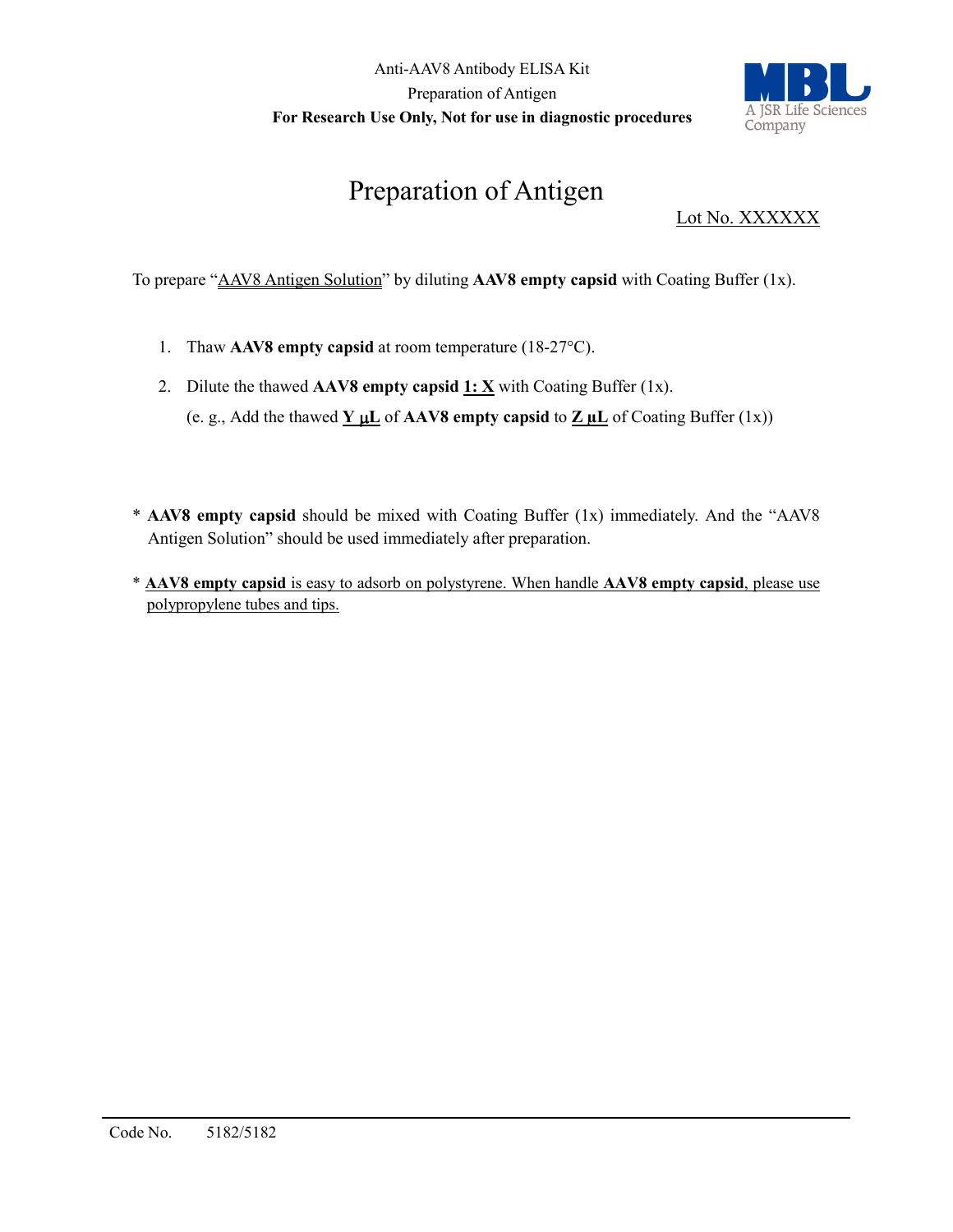Anti-AAV8 Antibody ELISA Kit

Preparation of Antigen

**For Research Use Only, Not for use in diagnostic procedures**

# Preparation of Antigen

Lot No. XXXXXX

To prepare "AAV8 Antigen Solution" by diluting **AAV8 empty capsid** with Coating Buffer (1x).

1. Thaw **AAV8 empty capsid** at room temperature (18-27°C).
2. Dilute the thawed **AAV8 empty capsid** **1: X** with Coating Buffer (1x).
   (e. g., Add the thawed **Y μL** of **AAV8 empty capsid** to **Z μL** of Coating Buffer (1x))

\* **AAV8 empty capsid** should be mixed with Coating Buffer (1x) immediately. And the "AAV8 Antigen Solution" should be used immediately after preparation.

\* **AAV8 empty capsid** is easy to adsorb on polystyrene. When handle **AAV8 empty capsid**, please use polypropylene tubes and tips.

Code No. 5182/5182